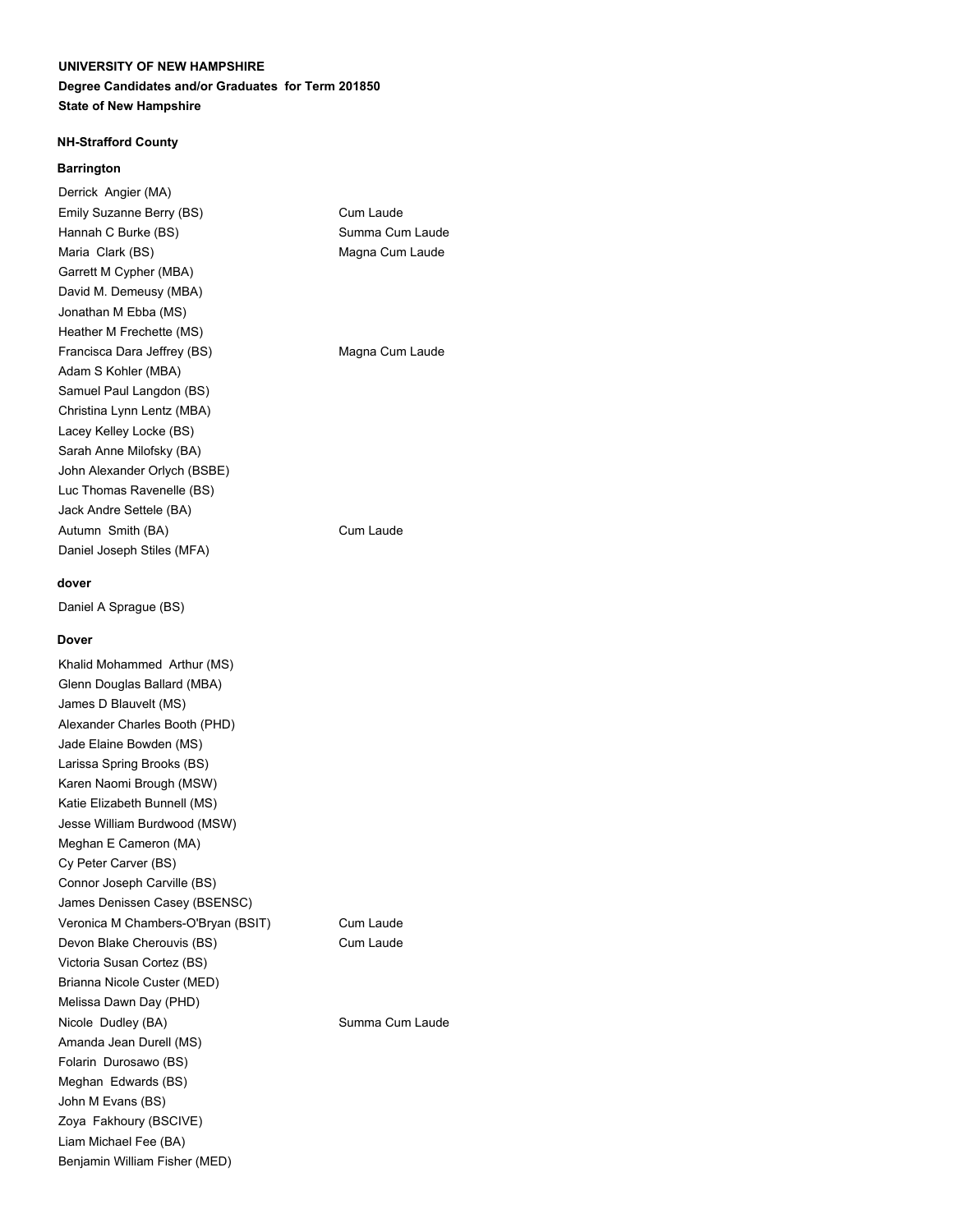**UNIVERSITY OF NEW HAMPSHIRE**

**Degree Candidates and/or Graduates for Term 201850**

**State of New Hampshire**

**NH-Strafford County**

**Barrington**

| | |
|---|---|
| Derrick Angier (MA) | |
| Emily Suzanne Berry (BS) | Cum Laude |
| Hannah C Burke (BS) | Summa Cum Laude |
| Maria Clark (BS) | Magna Cum Laude |
| Garrett M Cypher (MBA) | |
| David M. Demeusy (MBA) | |
| Jonathan M Ebba (MS) | |
| Heather M Frechette (MS) | |
| Francisca Dara Jeffrey (BS) | Magna Cum Laude |
| Adam S Kohler (MBA) | |
| Samuel Paul Langdon (BS) | |
| Christina Lynn Lentz (MBA) | |
| Lacey Kelley Locke (BS) | |
| Sarah Anne Milofsky (BA) | |
| John Alexander Orlych (BSBE) | |
| Luc Thomas Ravenelle (BS) | |
| Jack Andre Settele (BA) | |
| Autumn Smith (BA) | Cum Laude |
| Daniel Joseph Stiles (MFA) | |

**dover**

Daniel A Sprague (BS)

**Dover**

| | |
|---|---|
| Khalid Mohammed Arthur (MS) | |
| Glenn Douglas Ballard (MBA) | |
| James D Blauvelt (MS) | |
| Alexander Charles Booth (PHD) | |
| Jade Elaine Bowden (MS) | |
| Larissa Spring Brooks (BS) | |
| Karen Naomi Brough (MSW) | |
| Katie Elizabeth Bunnell (MS) | |
| Jesse William Burdwood (MSW) | |
| Meghan E Cameron (MA) | |
| Cy Peter Carver (BS) | |
| Connor Joseph Carville (BS) | |
| James Denissen Casey (BSENSC) | |
| Veronica M Chambers-O'Bryan (BSIT) | Cum Laude |
| Devon Blake Cherouvis (BS) | Cum Laude |
| Victoria Susan Cortez (BS) | |
| Brianna Nicole Custer (MED) | |
| Melissa Dawn Day (PHD) | |
| Nicole Dudley (BA) | Summa Cum Laude |
| Amanda Jean Durell (MS) | |
| Folarin Durosawo (BS) | |
| Meghan Edwards (BS) | |
| John M Evans (BS) | |
| Zoya Fakhoury (BSCIVE) | |
| Liam Michael Fee (BA) | |
| Benjamin William Fisher (MED) | |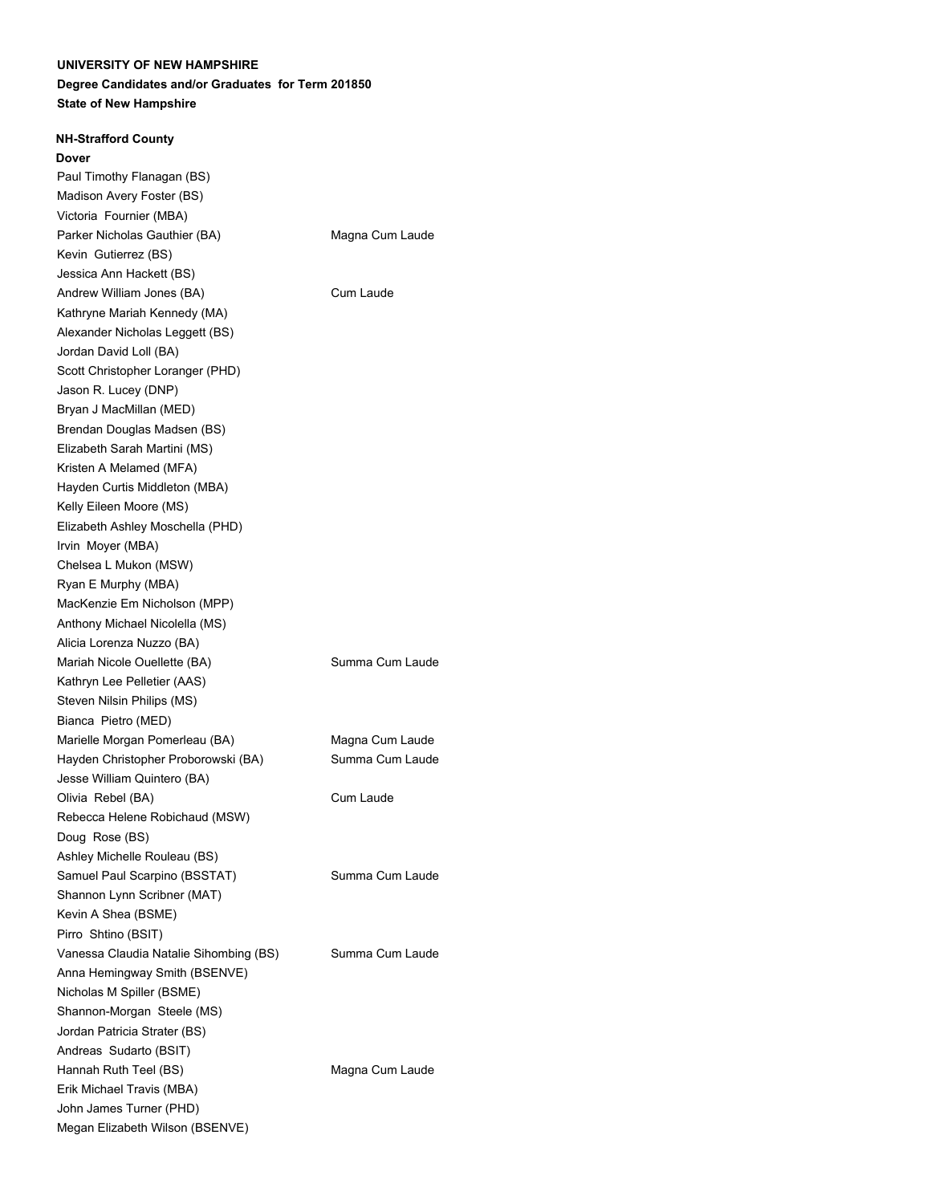**UNIVERSITY OF NEW HAMPSHIRE**

**Degree Candidates and/or Graduates for Term 201850**

**State of New Hampshire**

**NH-Strafford County**

**Dover**

| Name | Honors |
|---|---|
| Paul Timothy Flanagan (BS) | |
| Madison Avery Foster (BS) | |
| Victoria Fournier (MBA) | |
| Parker Nicholas Gauthier (BA) | Magna Cum Laude |
| Kevin Gutierrez (BS) | |
| Jessica Ann Hackett (BS) | |
| Andrew William Jones (BA) | Cum Laude |
| Kathryne Mariah Kennedy (MA) | |
| Alexander Nicholas Leggett (BS) | |
| Jordan David Loll (BA) | |
| Scott Christopher Loranger (PHD) | |
| Jason R. Lucey (DNP) | |
| Bryan J MacMillan (MED) | |
| Brendan Douglas Madsen (BS) | |
| Elizabeth Sarah Martini (MS) | |
| Kristen A Melamed (MFA) | |
| Hayden Curtis Middleton (MBA) | |
| Kelly Eileen Moore (MS) | |
| Elizabeth Ashley Moschella (PHD) | |
| Irvin Moyer (MBA) | |
| Chelsea L Mukon (MSW) | |
| Ryan E Murphy (MBA) | |
| MacKenzie Em Nicholson (MPP) | |
| Anthony Michael Nicolella (MS) | |
| Alicia Lorenza Nuzzo (BA) | |
| Mariah Nicole Ouellette (BA) | Summa Cum Laude |
| Kathryn Lee Pelletier (AAS) | |
| Steven Nilsin Philips (MS) | |
| Bianca Pietro (MED) | |
| Marielle Morgan Pomerleau (BA) | Magna Cum Laude |
| Hayden Christopher Proborowski (BA) | Summa Cum Laude |
| Jesse William Quintero (BA) | |
| Olivia Rebel (BA) | Cum Laude |
| Rebecca Helene Robichaud (MSW) | |
| Doug Rose (BS) | |
| Ashley Michelle Rouleau (BS) | |
| Samuel Paul Scarpino (BSSTAT) | Summa Cum Laude |
| Shannon Lynn Scribner (MAT) | |
| Kevin A Shea (BSME) | |
| Pirro Shtino (BSIT) | |
| Vanessa Claudia Natalie Sihombing (BS) | Summa Cum Laude |
| Anna Hemingway Smith (BSENVE) | |
| Nicholas M Spiller (BSME) | |
| Shannon-Morgan Steele (MS) | |
| Jordan Patricia Strater (BS) | |
| Andreas Sudarto (BSIT) | |
| Hannah Ruth Teel (BS) | Magna Cum Laude |
| Erik Michael Travis (MBA) | |
| John James Turner (PHD) | |
| Megan Elizabeth Wilson (BSENVE) | |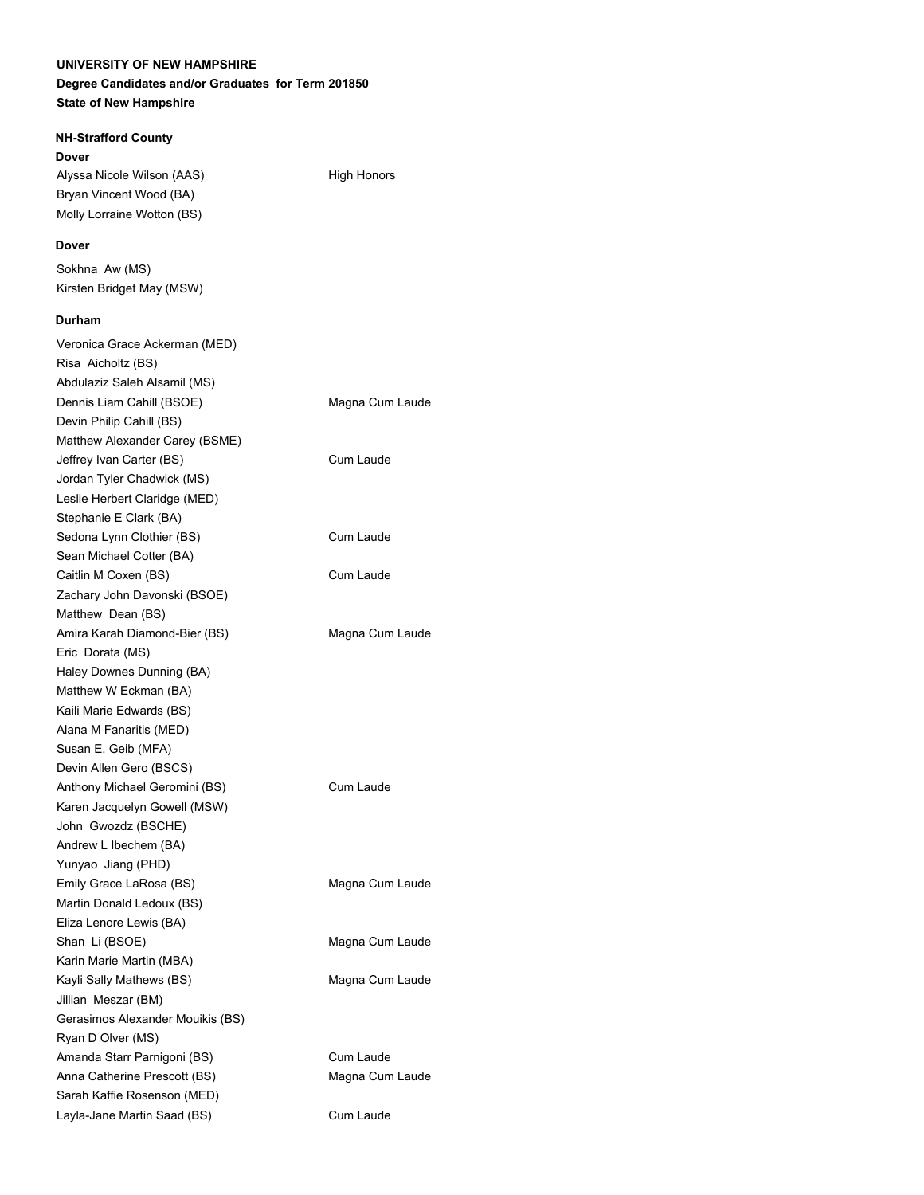**NH-Strafford County**

**Dover**

| Name | Honors |
| --- | --- |
| Alyssa Nicole Wilson (AAS) | High Honors |
| Bryan Vincent Wood (BA) | |
| Molly Lorraine Wotton (BS) | |

**Dover**

| Name | Honors |
| --- | --- |
| Sokhna Aw (MS) | |
| Kirsten Bridget May (MSW) | |

**Durham**

| Name | Honors |
| --- | --- |
| Veronica Grace Ackerman (MED) | |
| Risa Aicholtz (BS) | |
| Abdulaziz Saleh Alsamil (MS) | |
| Dennis Liam Cahill (BSOE) | Magna Cum Laude |
| Devin Philip Cahill (BS) | |
| Matthew Alexander Carey (BSME) | |
| Jeffrey Ivan Carter (BS) | Cum Laude |
| Jordan Tyler Chadwick (MS) | |
| Leslie Herbert Claridge (MED) | |
| Stephanie E Clark (BA) | |
| Sedona Lynn Clothier (BS) | Cum Laude |
| Sean Michael Cotter (BA) | |
| Caitlin M Coxen (BS) | Cum Laude |
| Zachary John Davonski (BSOE) | |
| Matthew Dean (BS) | |
| Amira Karah Diamond-Bier (BS) | Magna Cum Laude |
| Eric Dorata (MS) | |
| Haley Downes Dunning (BA) | |
| Matthew W Eckman (BA) | |
| Kaili Marie Edwards (BS) | |
| Alana M Fanaritis (MED) | |
| Susan E. Geib (MFA) | |
| Devin Allen Gero (BSCS) | |
| Anthony Michael Geromini (BS) | Cum Laude |
| Karen Jacquelyn Gowell (MSW) | |
| John Gwozdz (BSCHE) | |
| Andrew L Ibechem (BA) | |
| Yunyao Jiang (PHD) | |
| Emily Grace LaRosa (BS) | Magna Cum Laude |
| Martin Donald Ledoux (BS) | |
| Eliza Lenore Lewis (BA) | |
| Shan Li (BSOE) | Magna Cum Laude |
| Karin Marie Martin (MBA) | |
| Kayli Sally Mathews (BS) | Magna Cum Laude |
| Jillian Meszar (BM) | |
| Gerasimos Alexander Mouikis (BS) | |
| Ryan D Olver (MS) | |
| Amanda Starr Parnigoni (BS) | Cum Laude |
| Anna Catherine Prescott (BS) | Magna Cum Laude |
| Sarah Kaffie Rosenson (MED) | |
| Layla-Jane Martin Saad (BS) | Cum Laude |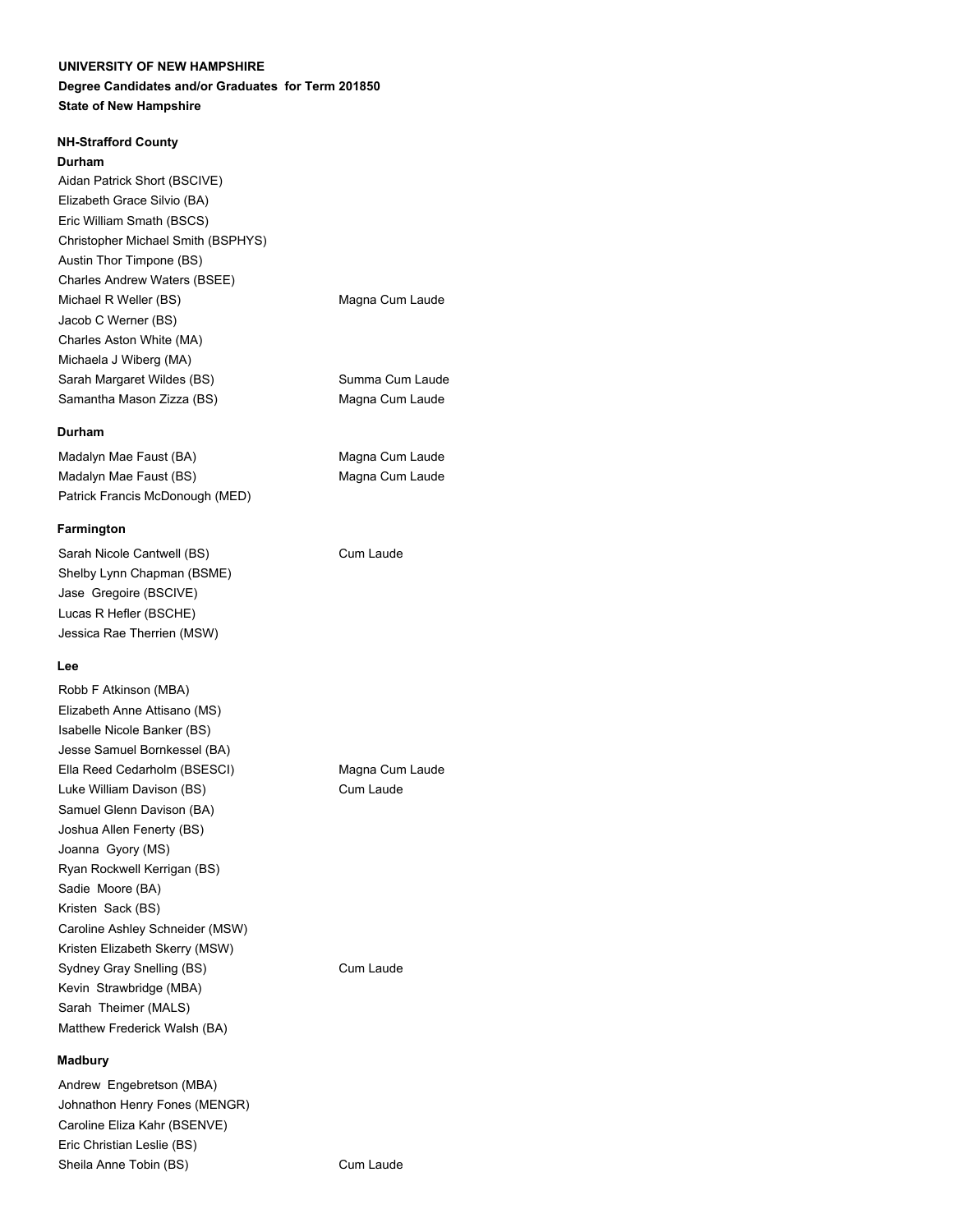**UNIVERSITY OF NEW HAMPSHIRE**

**Degree Candidates and/or Graduates for Term 201850**

**State of New Hampshire**

### NH-Strafford County

#### Durham

| Name | Honors |
|---|---|
| Aidan Patrick Short (BSCIVE) | |
| Elizabeth Grace Silvio (BA) | |
| Eric William Smath (BSCS) | |
| Christopher Michael Smith (BSPHYS) | |
| Austin Thor Timpone (BS) | |
| Charles Andrew Waters (BSEE) | |
| Michael R Weller (BS) | Magna Cum Laude |
| Jacob C Werner (BS) | |
| Charles Aston White (MA) | |
| Michaela J Wiberg (MA) | |
| Sarah Margaret Wildes (BS) | Summa Cum Laude |
| Samantha Mason Zizza (BS) | Magna Cum Laude |

#### Durham

| Name | Honors |
|---|---|
| Madalyn Mae Faust (BA) | Magna Cum Laude |
| Madalyn Mae Faust (BS) | Magna Cum Laude |
| Patrick Francis McDonough (MED) | |

#### Farmington

| Name | Honors |
|---|---|
| Sarah Nicole Cantwell (BS) | Cum Laude |
| Shelby Lynn Chapman (BSME) | |
| Jase Gregoire (BSCIVE) | |
| Lucas R Hefler (BSCHE) | |
| Jessica Rae Therrien (MSW) | |

#### Lee

| Name | Honors |
|---|---|
| Robb F Atkinson (MBA) | |
| Elizabeth Anne Attisano (MS) | |
| Isabelle Nicole Banker (BS) | |
| Jesse Samuel Bornkessel (BA) | |
| Ella Reed Cedarholm (BSESCI) | Magna Cum Laude |
| Luke William Davison (BS) | Cum Laude |
| Samuel Glenn Davison (BA) | |
| Joshua Allen Fenerty (BS) | |
| Joanna Gyory (MS) | |
| Ryan Rockwell Kerrigan (BS) | |
| Sadie Moore (BA) | |
| Kristen Sack (BS) | |
| Caroline Ashley Schneider (MSW) | |
| Kristen Elizabeth Skerry (MSW) | |
| Sydney Gray Snelling (BS) | Cum Laude |
| Kevin Strawbridge (MBA) | |
| Sarah Theimer (MALS) | |
| Matthew Frederick Walsh (BA) | |

#### Madbury

| Name | Honors |
|---|---|
| Andrew Engebretson (MBA) | |
| Johnathon Henry Fones (MENGR) | |
| Caroline Eliza Kahr (BSENVE) | |
| Eric Christian Leslie (BS) | |
| Sheila Anne Tobin (BS) | Cum Laude |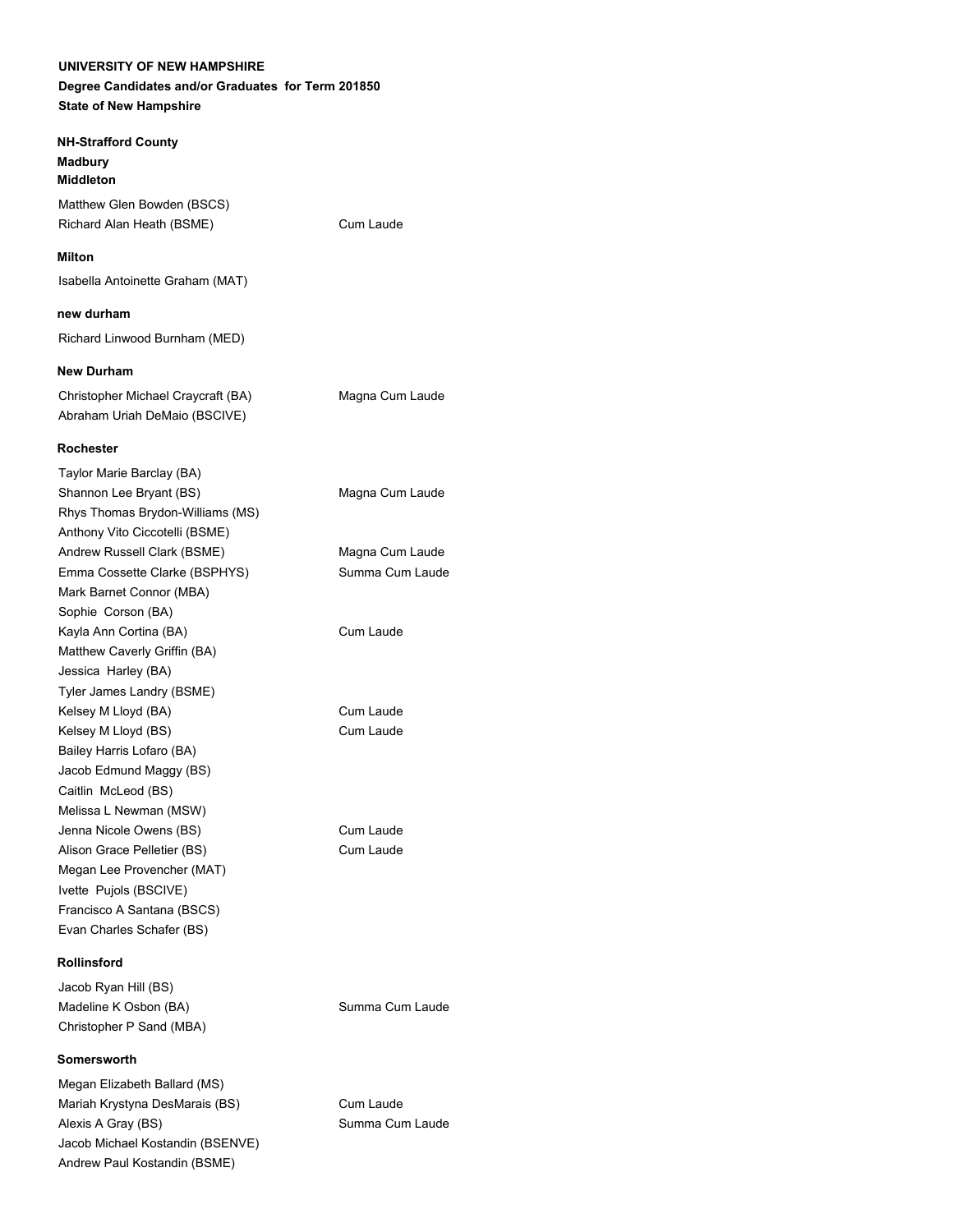**UNIVERSITY OF NEW HAMPSHIRE**
**Degree Candidates and/or Graduates for Term 201850**
**State of New Hampshire**

**NH-Strafford County**

**Madbury**

**Middleton**

| | |
|---|---|
| Matthew Glen Bowden (BSCS) | |
| Richard Alan Heath (BSME) | Cum Laude |

**Milton**

| | |
|---|---|
| Isabella Antoinette Graham (MAT) | |

**new durham**

| | |
|---|---|
| Richard Linwood Burnham (MED) | |

**New Durham**

| | |
|---|---|
| Christopher Michael Craycraft (BA) | Magna Cum Laude |
| Abraham Uriah DeMaio (BSCIVE) | |

**Rochester**

| | |
|---|---|
| Taylor Marie Barclay (BA) | |
| Shannon Lee Bryant (BS) | Magna Cum Laude |
| Rhys Thomas Brydon-Williams (MS) | |
| Anthony Vito Ciccotelli (BSME) | |
| Andrew Russell Clark (BSME) | Magna Cum Laude |
| Emma Cossette Clarke (BSPHYS) | Summa Cum Laude |
| Mark Barnet Connor (MBA) | |
| Sophie Corson (BA) | |
| Kayla Ann Cortina (BA) | Cum Laude |
| Matthew Caverly Griffin (BA) | |
| Jessica Harley (BA) | |
| Tyler James Landry (BSME) | |
| Kelsey M Lloyd (BA) | Cum Laude |
| Kelsey M Lloyd (BS) | Cum Laude |
| Bailey Harris Lofaro (BA) | |
| Jacob Edmund Maggy (BS) | |
| Caitlin McLeod (BS) | |
| Melissa L Newman (MSW) | |
| Jenna Nicole Owens (BS) | Cum Laude |
| Alison Grace Pelletier (BS) | Cum Laude |
| Megan Lee Provencher (MAT) | |
| Ivette Pujols (BSCIVE) | |
| Francisco A Santana (BSCS) | |
| Evan Charles Schafer (BS) | |

**Rollinsford**

| | |
|---|---|
| Jacob Ryan Hill (BS) | |
| Madeline K Osbon (BA) | Summa Cum Laude |
| Christopher P Sand (MBA) | |

**Somersworth**

| | |
|---|---|
| Megan Elizabeth Ballard (MS) | |
| Mariah Krystyna DesMarais (BS) | Cum Laude |
| Alexis A Gray (BS) | Summa Cum Laude |
| Jacob Michael Kostandin (BSENVE) | |
| Andrew Paul Kostandin (BSME) | |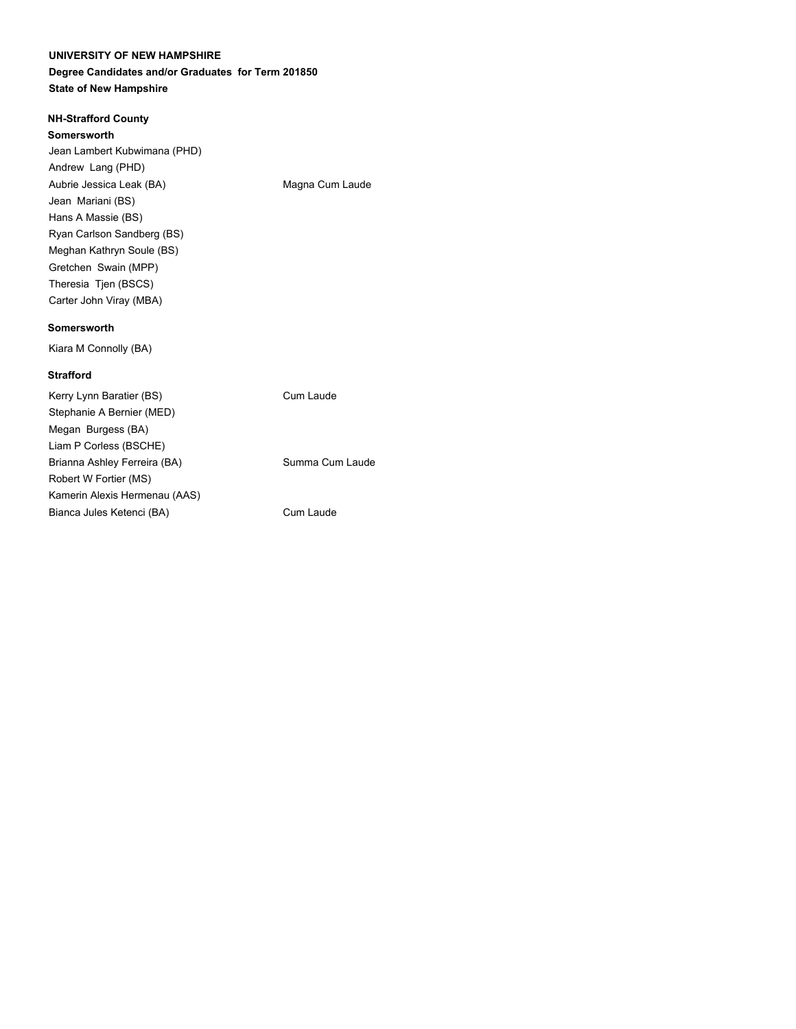**UNIVERSITY OF NEW HAMPSHIRE**

**Degree Candidates and/or Graduates for Term 201850**

**State of New Hampshire**

**NH-Strafford County**

**Somersworth**

| | |
|---|---|
| Jean Lambert Kubwimana (PHD) | |
| Andrew Lang (PHD) | |
| Aubrie Jessica Leak (BA) | Magna Cum Laude |
| Jean Mariani (BS) | |
| Hans A Massie (BS) | |
| Ryan Carlson Sandberg (BS) | |
| Meghan Kathryn Soule (BS) | |
| Gretchen Swain (MPP) | |
| Theresia Tjen (BSCS) | |
| Carter John Viray (MBA) | |

**Somersworth**

Kiara M Connolly (BA)

**Strafford**

| | |
|---|---|
| Kerry Lynn Baratier (BS) | Cum Laude |
| Stephanie A Bernier (MED) | |
| Megan Burgess (BA) | |
| Liam P Corless (BSCHE) | |
| Brianna Ashley Ferreira (BA) | Summa Cum Laude |
| Robert W Fortier (MS) | |
| Kamerin Alexis Hermenau (AAS) | |
| Bianca Jules Ketenci (BA) | Cum Laude |